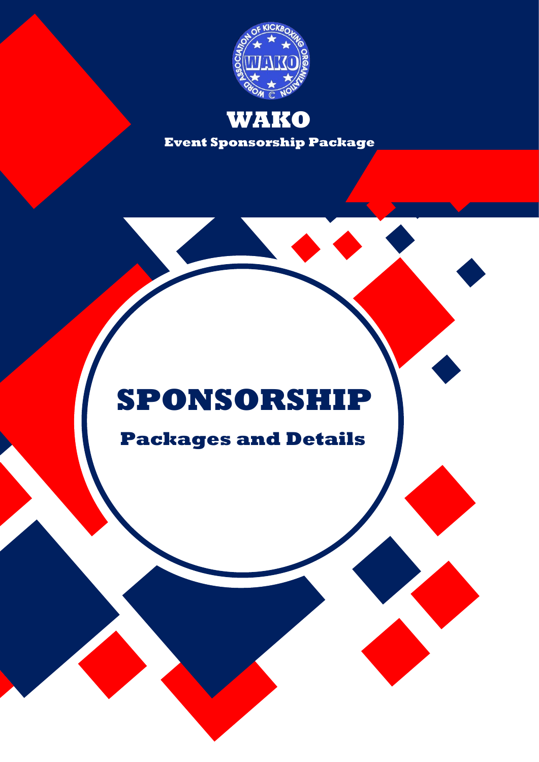# WAKO

**Event Sponsorship Package**

# SPONSORSHIP

## Packages and Details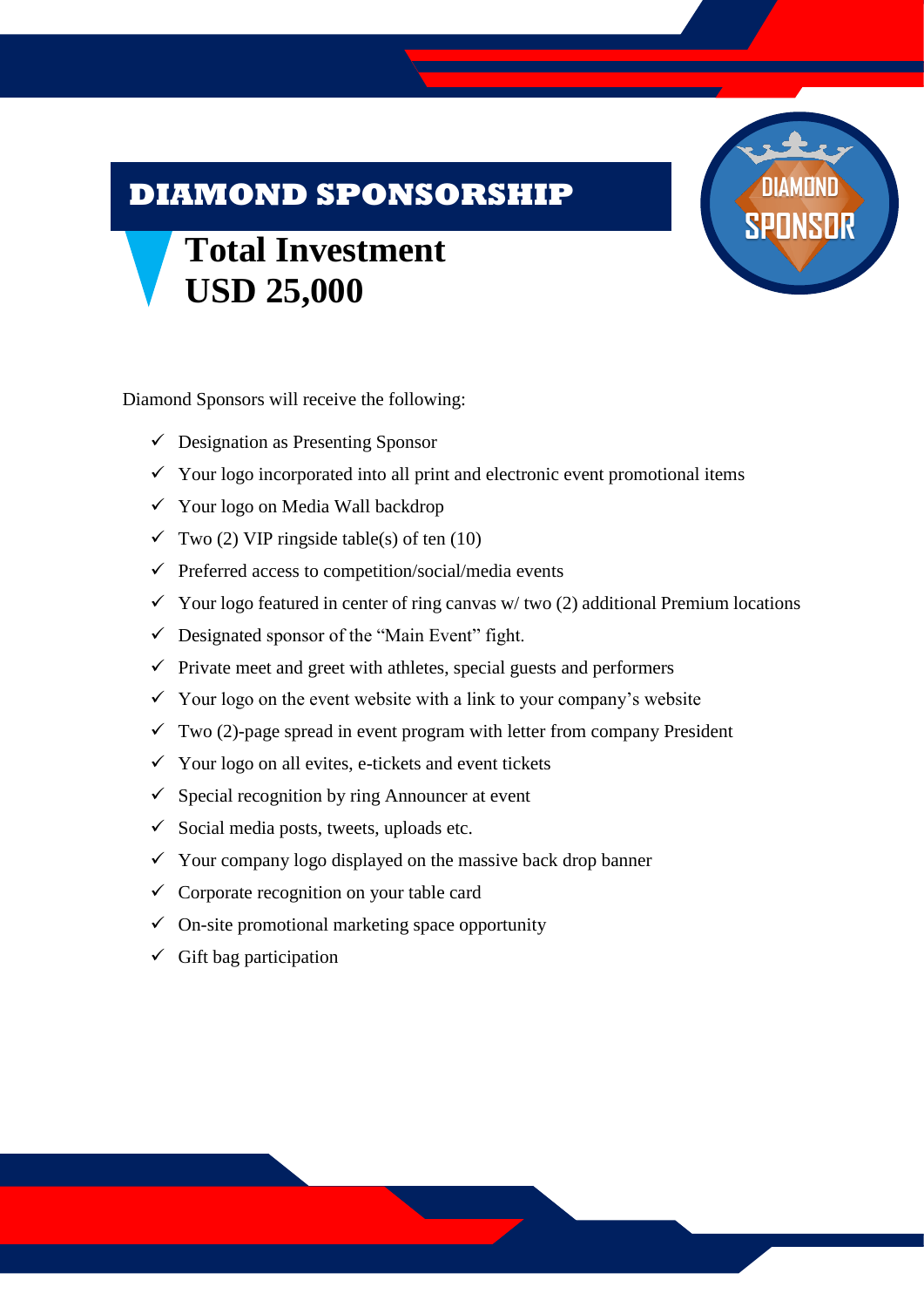# DIAMOND SPONSORSHIP

## Total Investment
## USD 25,000

DIAMOND SPONSOR

Diamond Sponsors will receive the following:

- ✓ Designation as Presenting Sponsor
- ✓ Your logo incorporated into all print and electronic event promotional items
- ✓ Your logo on Media Wall backdrop
- ✓ Two (2) VIP ringside table(s) of ten (10)
- ✓ Preferred access to competition/social/media events
- ✓ Your logo featured in center of ring canvas w/ two (2) additional Premium locations
- ✓ Designated sponsor of the "Main Event" fight.
- ✓ Private meet and greet with athletes, special guests and performers
- ✓ Your logo on the event website with a link to your company's website
- ✓ Two (2)-page spread in event program with letter from company President
- ✓ Your logo on all evites, e-tickets and event tickets
- ✓ Special recognition by ring Announcer at event
- ✓ Social media posts, tweets, uploads etc.
- ✓ Your company logo displayed on the massive back drop banner
- ✓ Corporate recognition on your table card
- ✓ On-site promotional marketing space opportunity
- ✓ Gift bag participation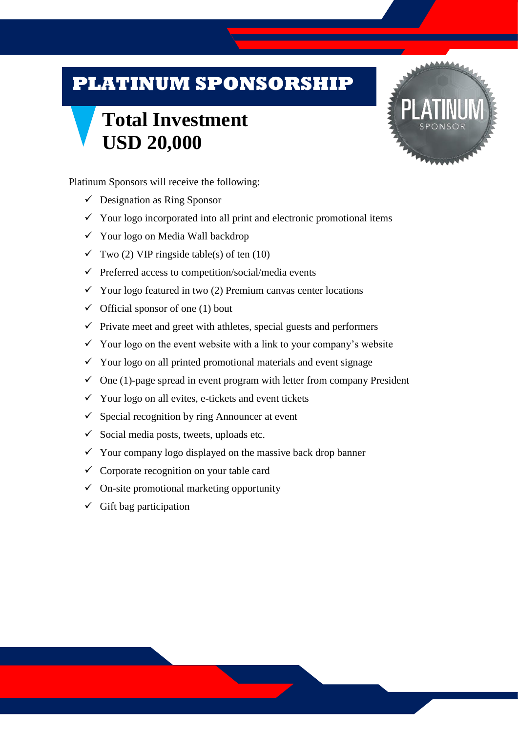# PLATINUM SPONSORSHIP

## Total Investment USD 20,000

Platinum Sponsors will receive the following:

- ✓ Designation as Ring Sponsor
- ✓ Your logo incorporated into all print and electronic promotional items
- ✓ Your logo on Media Wall backdrop
- ✓ Two (2) VIP ringside table(s) of ten (10)
- ✓ Preferred access to competition/social/media events
- ✓ Your logo featured in two (2) Premium canvas center locations
- ✓ Official sponsor of one (1) bout
- ✓ Private meet and greet with athletes, special guests and performers
- ✓ Your logo on the event website with a link to your company's website
- ✓ Your logo on all printed promotional materials and event signage
- ✓ One (1)-page spread in event program with letter from company President
- ✓ Your logo on all evites, e-tickets and event tickets
- ✓ Special recognition by ring Announcer at event
- ✓ Social media posts, tweets, uploads etc.
- ✓ Your company logo displayed on the massive back drop banner
- ✓ Corporate recognition on your table card
- ✓ On-site promotional marketing opportunity
- ✓ Gift bag participation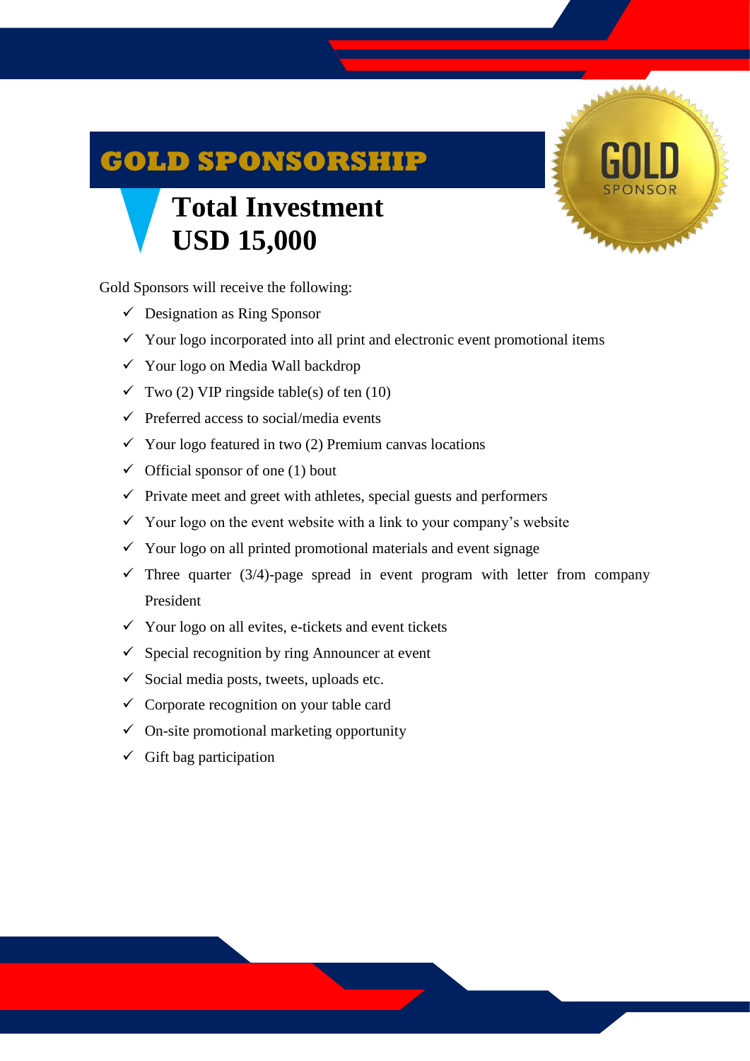# GOLD SPONSORSHIP

## Total Investment
## USD 15,000

Gold Sponsors will receive the following:

- ✓ Designation as Ring Sponsor
- ✓ Your logo incorporated into all print and electronic event promotional items
- ✓ Your logo on Media Wall backdrop
- ✓ Two (2) VIP ringside table(s) of ten (10)
- ✓ Preferred access to social/media events
- ✓ Your logo featured in two (2) Premium canvas locations
- ✓ Official sponsor of one (1) bout
- ✓ Private meet and greet with athletes, special guests and performers
- ✓ Your logo on the event website with a link to your company's website
- ✓ Your logo on all printed promotional materials and event signage
- ✓ Three quarter (3/4)-page spread in event program with letter from company President
- ✓ Your logo on all evites, e-tickets and event tickets
- ✓ Special recognition by ring Announcer at event
- ✓ Social media posts, tweets, uploads etc.
- ✓ Corporate recognition on your table card
- ✓ On-site promotional marketing opportunity
- ✓ Gift bag participation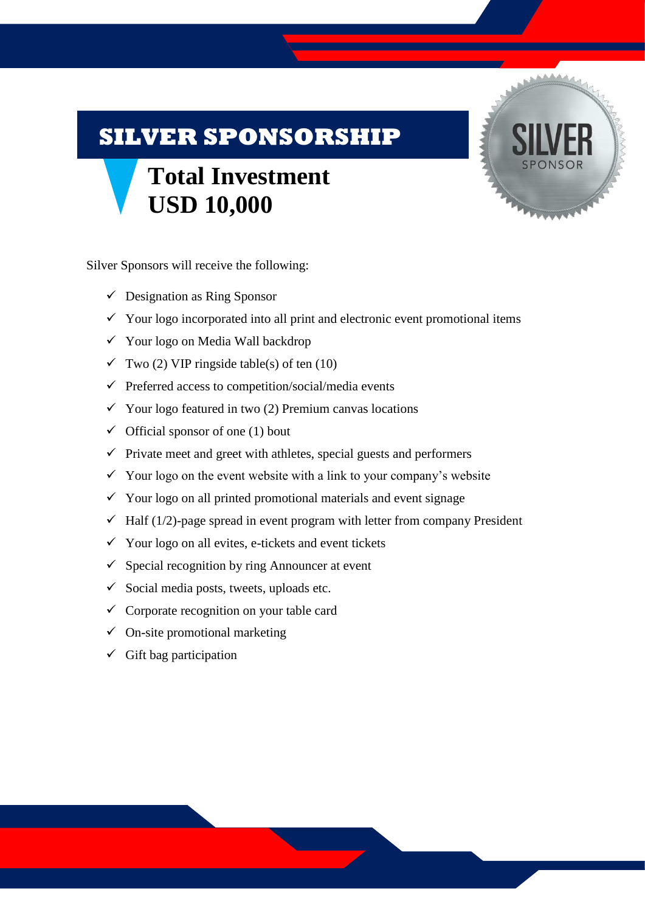# SILVER SPONSORSHIP

## Total Investment USD 10,000

Silver Sponsors will receive the following:

- ✓ Designation as Ring Sponsor
- ✓ Your logo incorporated into all print and electronic event promotional items
- ✓ Your logo on Media Wall backdrop
- ✓ Two (2) VIP ringside table(s) of ten (10)
- ✓ Preferred access to competition/social/media events
- ✓ Your logo featured in two (2) Premium canvas locations
- ✓ Official sponsor of one (1) bout
- ✓ Private meet and greet with athletes, special guests and performers
- ✓ Your logo on the event website with a link to your company's website
- ✓ Your logo on all printed promotional materials and event signage
- ✓ Half (1/2)-page spread in event program with letter from company President
- ✓ Your logo on all evites, e-tickets and event tickets
- ✓ Special recognition by ring Announcer at event
- ✓ Social media posts, tweets, uploads etc.
- ✓ Corporate recognition on your table card
- ✓ On-site promotional marketing
- ✓ Gift bag participation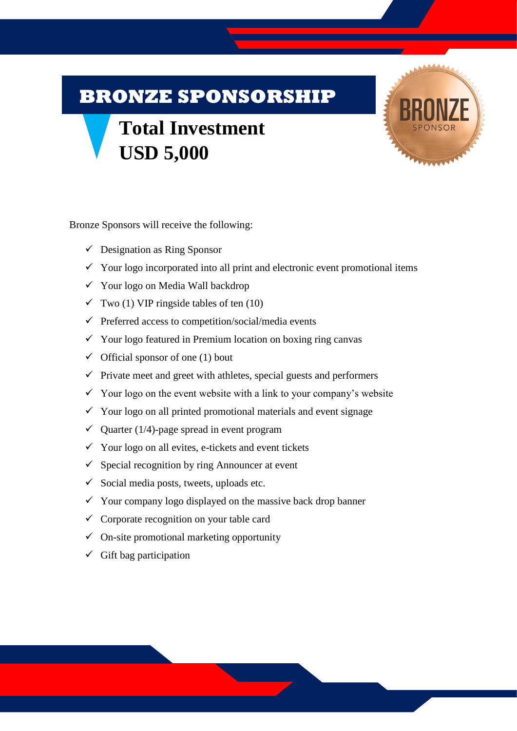# BRONZE SPONSORSHIP

## Total Investment USD 5,000

Bronze Sponsors will receive the following:

- ✓ Designation as Ring Sponsor
- ✓ Your logo incorporated into all print and electronic event promotional items
- ✓ Your logo on Media Wall backdrop
- ✓ Two (1) VIP ringside tables of ten (10)
- ✓ Preferred access to competition/social/media events
- ✓ Your logo featured in Premium location on boxing ring canvas
- ✓ Official sponsor of one (1) bout
- ✓ Private meet and greet with athletes, special guests and performers
- ✓ Your logo on the event website with a link to your company's website
- ✓ Your logo on all printed promotional materials and event signage
- ✓ Quarter (1/4)-page spread in event program
- ✓ Your logo on all evites, e-tickets and event tickets
- ✓ Special recognition by ring Announcer at event
- ✓ Social media posts, tweets, uploads etc.
- ✓ Your company logo displayed on the massive back drop banner
- ✓ Corporate recognition on your table card
- ✓ On-site promotional marketing opportunity
- ✓ Gift bag participation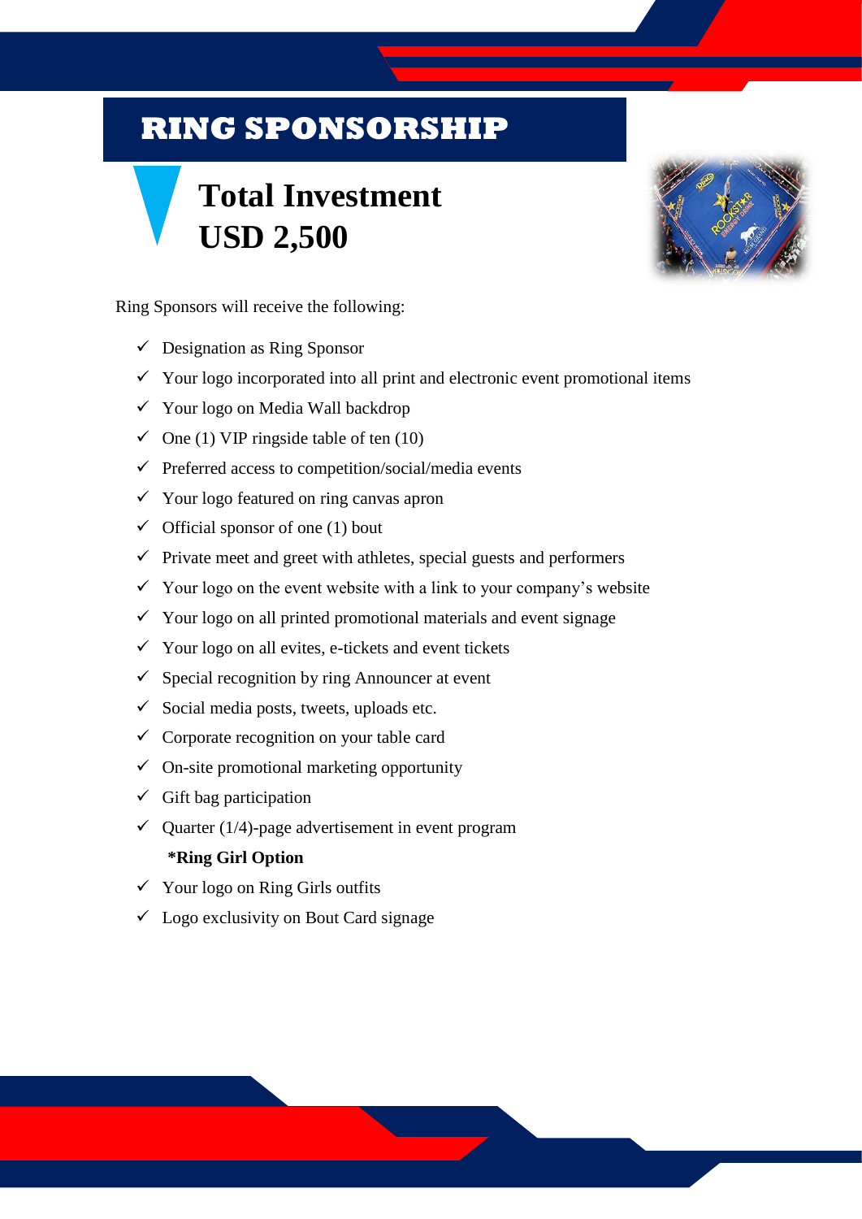# RING SPONSORSHIP

## Total Investment
## USD 2,500

Ring Sponsors will receive the following:

- ✓ Designation as Ring Sponsor
- ✓ Your logo incorporated into all print and electronic event promotional items
- ✓ Your logo on Media Wall backdrop
- ✓ One (1) VIP ringside table of ten (10)
- ✓ Preferred access to competition/social/media events
- ✓ Your logo featured on ring canvas apron
- ✓ Official sponsor of one (1) bout
- ✓ Private meet and greet with athletes, special guests and performers
- ✓ Your logo on the event website with a link to your company's website
- ✓ Your logo on all printed promotional materials and event signage
- ✓ Your logo on all evites, e-tickets and event tickets
- ✓ Special recognition by ring Announcer at event
- ✓ Social media posts, tweets, uploads etc.
- ✓ Corporate recognition on your table card
- ✓ On-site promotional marketing opportunity
- ✓ Gift bag participation
- ✓ Quarter (1/4)-page advertisement in event program

**\*Ring Girl Option**

- ✓ Your logo on Ring Girls outfits
- ✓ Logo exclusivity on Bout Card signage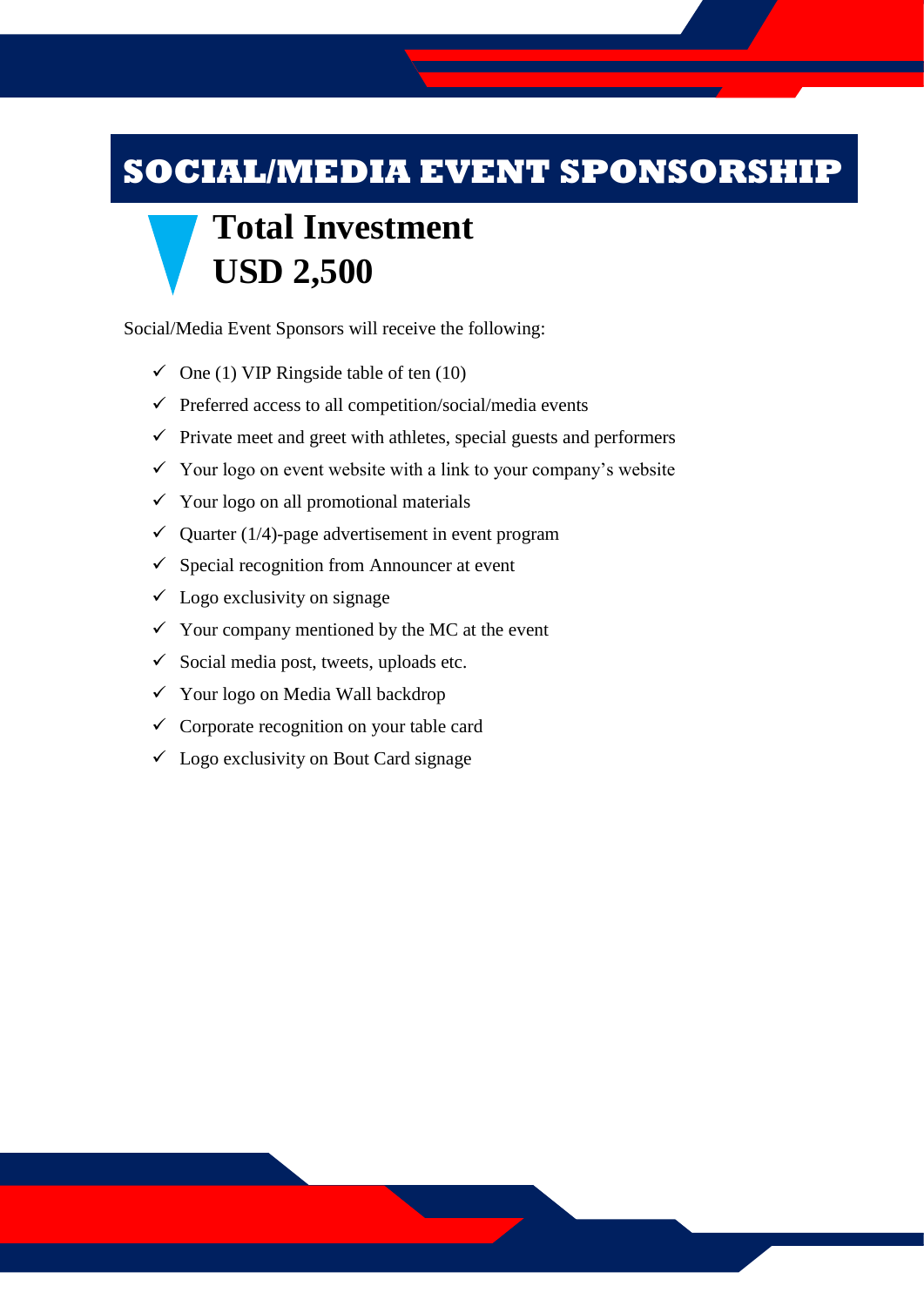# SOCIAL/MEDIA EVENT SPONSORSHIP

## Total Investment
## USD 2,500

Social/Media Event Sponsors will receive the following:

- ✓ One (1) VIP Ringside table of ten (10)
- ✓ Preferred access to all competition/social/media events
- ✓ Private meet and greet with athletes, special guests and performers
- ✓ Your logo on event website with a link to your company's website
- ✓ Your logo on all promotional materials
- ✓ Quarter (1/4)-page advertisement in event program
- ✓ Special recognition from Announcer at event
- ✓ Logo exclusivity on signage
- ✓ Your company mentioned by the MC at the event
- ✓ Social media post, tweets, uploads etc.
- ✓ Your logo on Media Wall backdrop
- ✓ Corporate recognition on your table card
- ✓ Logo exclusivity on Bout Card signage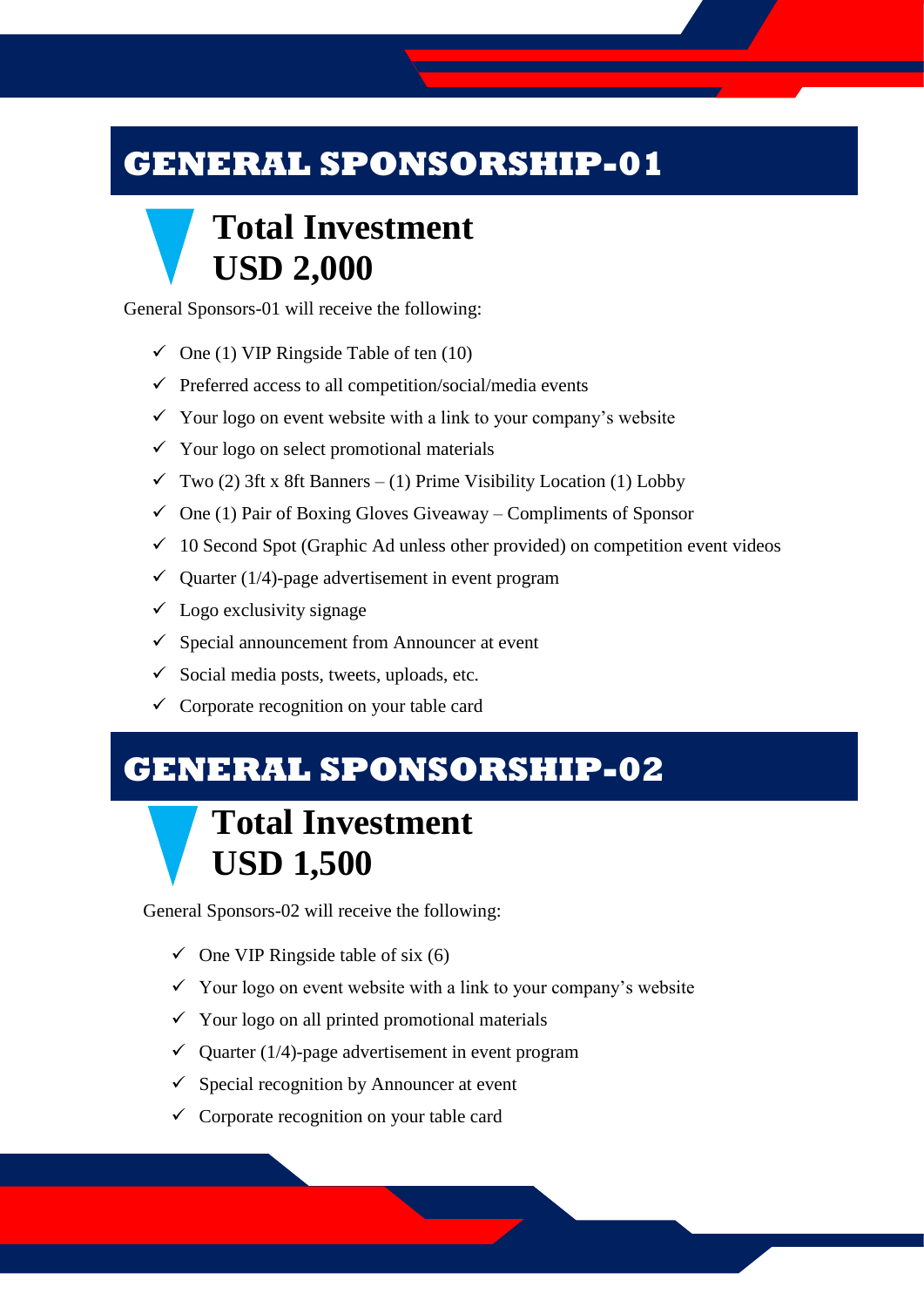# GENERAL SPONSORSHIP-01

## Total Investment
## USD 2,000

General Sponsors-01 will receive the following:

- ✓ One (1) VIP Ringside Table of ten (10)
- ✓ Preferred access to all competition/social/media events
- ✓ Your logo on event website with a link to your company's website
- ✓ Your logo on select promotional materials
- ✓ Two (2) 3ft x 8ft Banners – (1) Prime Visibility Location (1) Lobby
- ✓ One (1) Pair of Boxing Gloves Giveaway – Compliments of Sponsor
- ✓ 10 Second Spot (Graphic Ad unless other provided) on competition event videos
- ✓ Quarter (1/4)-page advertisement in event program
- ✓ Logo exclusivity signage
- ✓ Special announcement from Announcer at event
- ✓ Social media posts, tweets, uploads, etc.
- ✓ Corporate recognition on your table card

# GENERAL SPONSORSHIP-02

## Total Investment
## USD 1,500

General Sponsors-02 will receive the following:

- ✓ One VIP Ringside table of six (6)
- ✓ Your logo on event website with a link to your company's website
- ✓ Your logo on all printed promotional materials
- ✓ Quarter (1/4)-page advertisement in event program
- ✓ Special recognition by Announcer at event
- ✓ Corporate recognition on your table card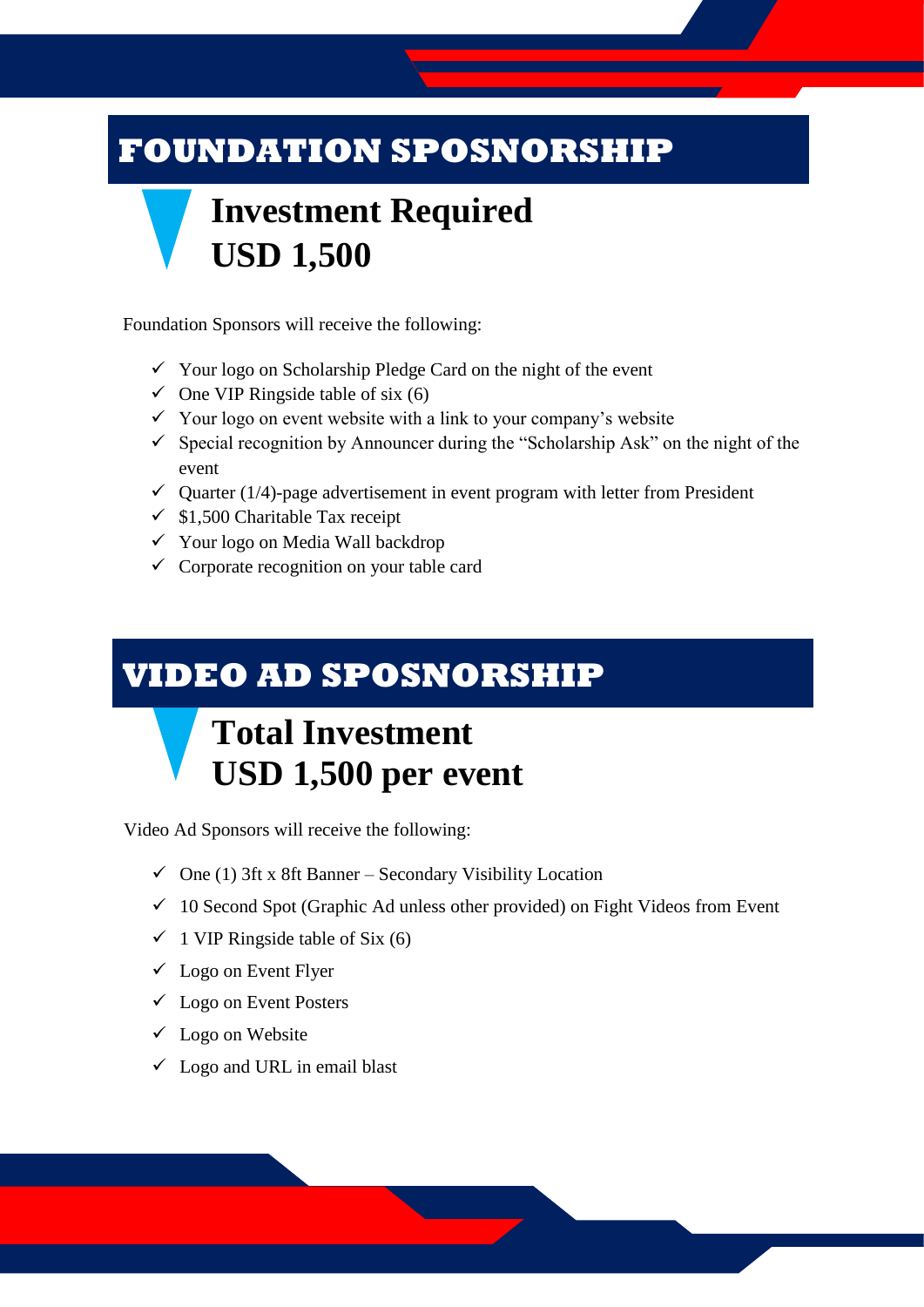# FOUNDATION SPOSNORSHIP

## Investment Required
## USD 1,500

Foundation Sponsors will receive the following:

- ✓ Your logo on Scholarship Pledge Card on the night of the event
- ✓ One VIP Ringside table of six (6)
- ✓ Your logo on event website with a link to your company's website
- ✓ Special recognition by Announcer during the "Scholarship Ask" on the night of the event
- ✓ Quarter (1/4)-page advertisement in event program with letter from President
- ✓ $1,500 Charitable Tax receipt
- ✓ Your logo on Media Wall backdrop
- ✓ Corporate recognition on your table card

# VIDEO AD SPOSNORSHIP

## Total Investment
## USD 1,500 per event

Video Ad Sponsors will receive the following:

- ✓ One (1) 3ft x 8ft Banner – Secondary Visibility Location
- ✓ 10 Second Spot (Graphic Ad unless other provided) on Fight Videos from Event
- ✓ 1 VIP Ringside table of Six (6)
- ✓ Logo on Event Flyer
- ✓ Logo on Event Posters
- ✓ Logo on Website
- ✓ Logo and URL in email blast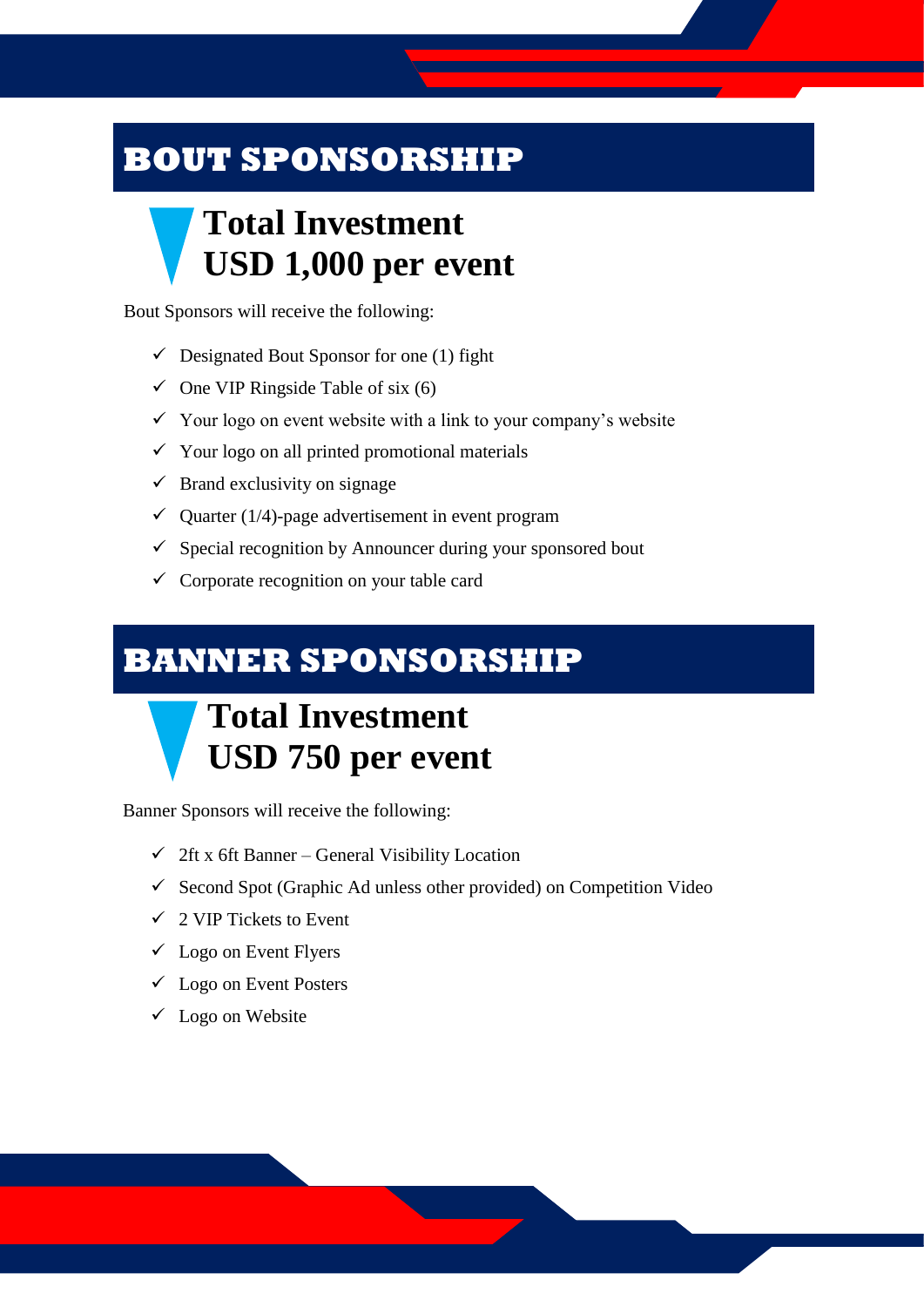## BOUT SPONSORSHIP

### Total Investment
### USD 1,000 per event

Bout Sponsors will receive the following:

- ✓ Designated Bout Sponsor for one (1) fight
- ✓ One VIP Ringside Table of six (6)
- ✓ Your logo on event website with a link to your company's website
- ✓ Your logo on all printed promotional materials
- ✓ Brand exclusivity on signage
- ✓ Quarter (1/4)-page advertisement in event program
- ✓ Special recognition by Announcer during your sponsored bout
- ✓ Corporate recognition on your table card

## BANNER SPONSORSHIP

### Total Investment
### USD 750 per event

Banner Sponsors will receive the following:

- ✓ 2ft x 6ft Banner – General Visibility Location
- ✓ Second Spot (Graphic Ad unless other provided) on Competition Video
- ✓ 2 VIP Tickets to Event
- ✓ Logo on Event Flyers
- ✓ Logo on Event Posters
- ✓ Logo on Website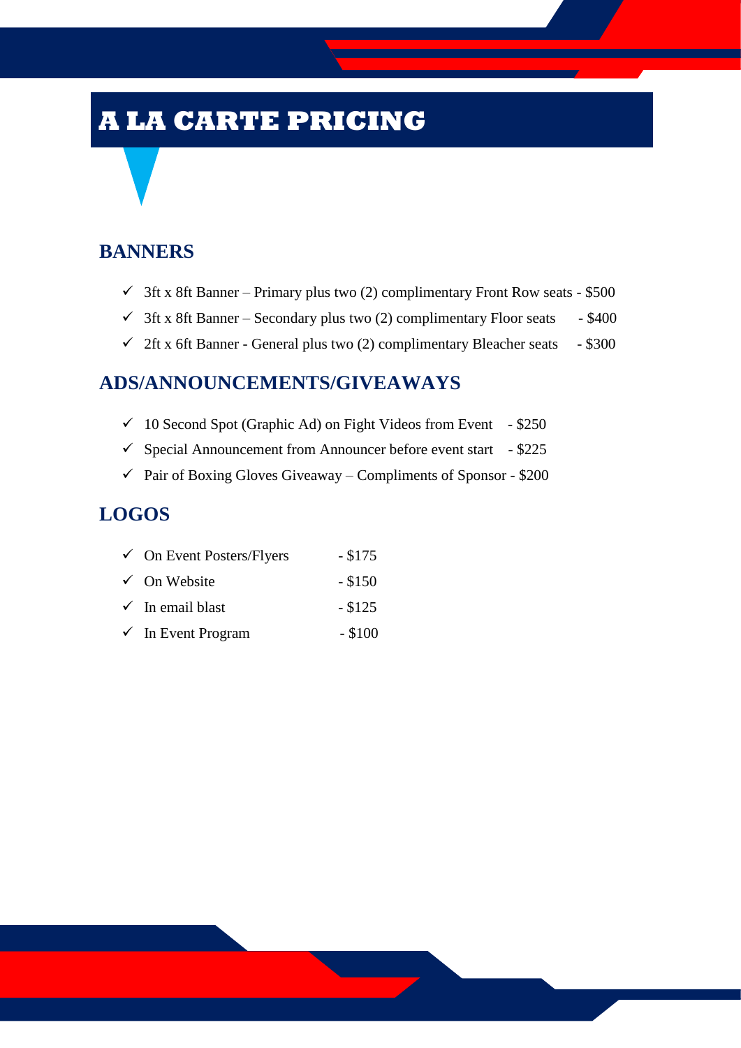# A LA CARTE PRICING

## BANNERS

- ✓ 3ft x 8ft Banner – Primary plus two (2) complimentary Front Row seats - $500
- ✓ 3ft x 8ft Banner – Secondary plus two (2) complimentary Floor seats - $400
- ✓ 2ft x 6ft Banner - General plus two (2) complimentary Bleacher seats - $300

## ADS/ANNOUNCEMENTS/GIVEAWAYS

- ✓ 10 Second Spot (Graphic Ad) on Fight Videos from Event - $250
- ✓ Special Announcement from Announcer before event start - $225
- ✓ Pair of Boxing Gloves Giveaway – Compliments of Sponsor - $200

## LOGOS

- ✓ On Event Posters/Flyers - $175
- ✓ On Website - $150
- ✓ In email blast - $125
- ✓ In Event Program - $100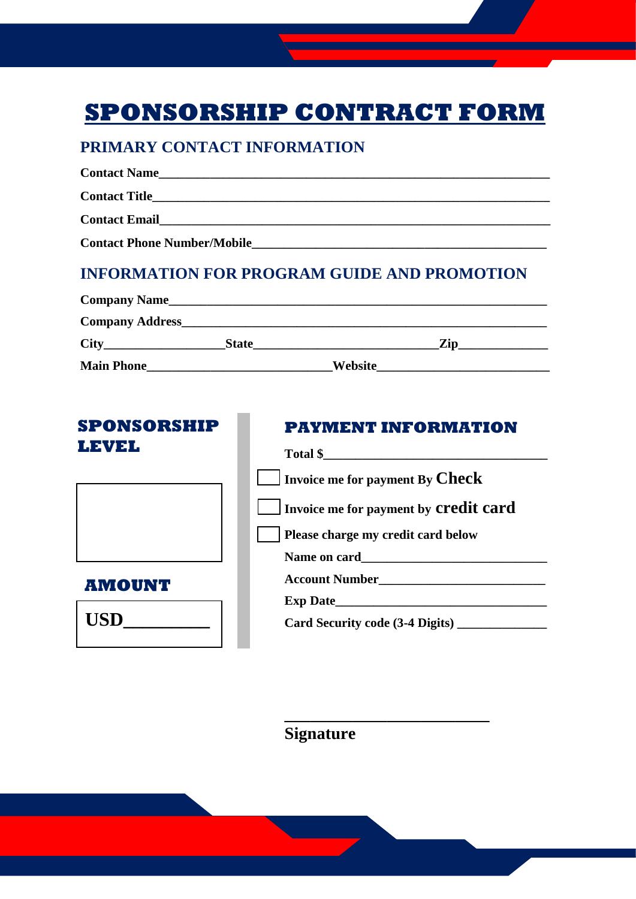# SPONSORSHIP CONTRACT FORM

## PRIMARY CONTACT INFORMATION

**Contact Name**___________________________________________________________

**Contact Title**___________________________________________________________

**Contact Email**___________________________________________________________

**Contact Phone Number/Mobile**____________________________________________

## INFORMATION FOR PROGRAM GUIDE AND PROMOTION

**Company Name**_________________________________________________________

**Company Address**_______________________________________________________

**City**__________________**State**___________________________**Zip**_____________

**Main Phone**____________________________**Website**___________________________

## SPONSORSHIP LEVEL

## AMOUNT

**USD**_________

## PAYMENT INFORMATION

**Total $**________________________________

☐ **Invoice me for payment By Check**

☐ **Invoice me for payment by credit card**

☐ **Please charge my credit card below**

**Name on card**____________________________

**Account Number**_________________________

**Exp Date**_______________________________

**Card Security code (3-4 Digits)** _____________

___________________________

**Signature**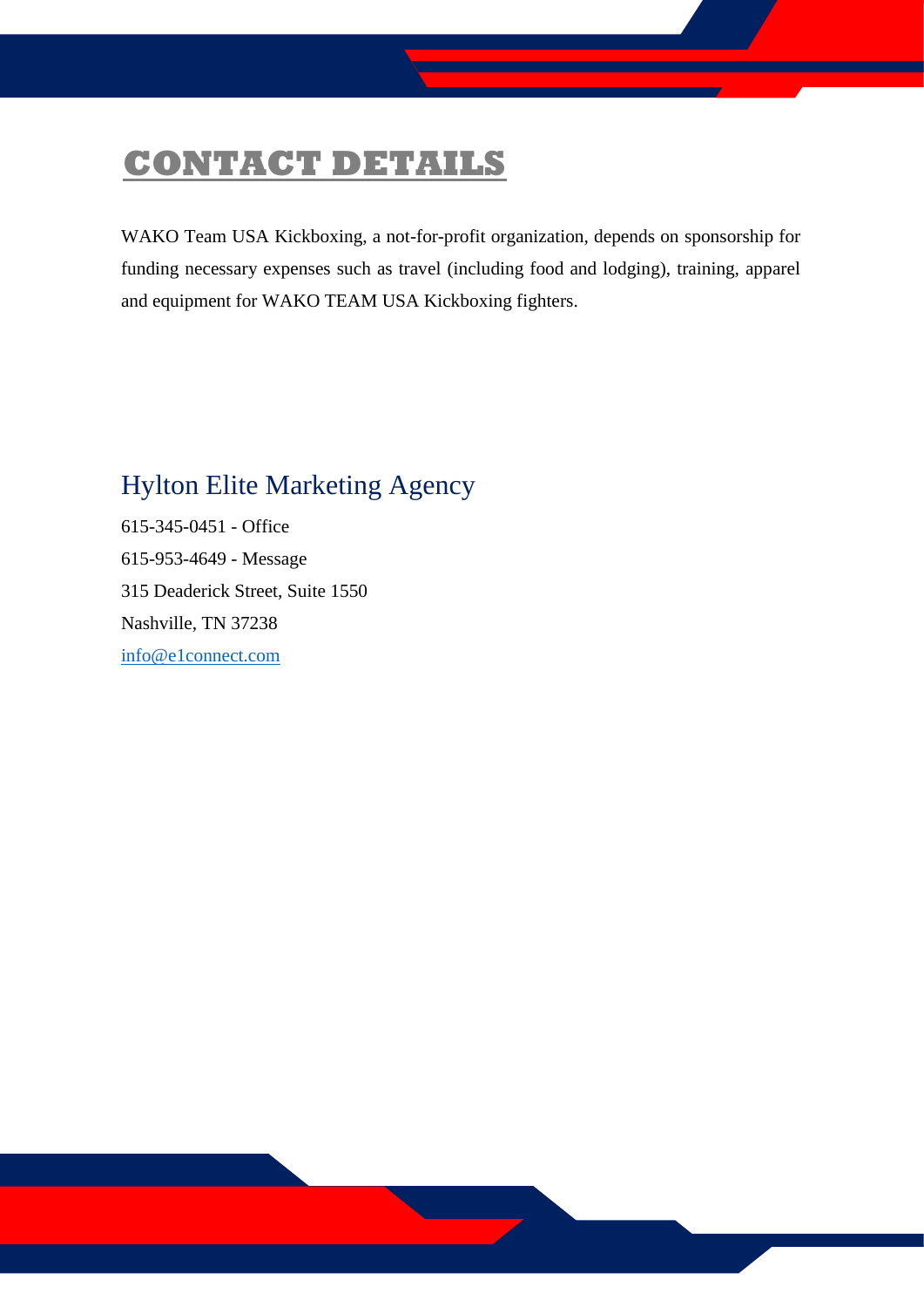# CONTACT DETAILS

WAKO Team USA Kickboxing, a not-for-profit organization, depends on sponsorship for funding necessary expenses such as travel (including food and lodging), training, apparel and equipment for WAKO TEAM USA Kickboxing fighters.

## Hylton Elite Marketing Agency

615-345-0451 - Office

615-953-4649 - Message

315 Deaderick Street, Suite 1550

Nashville, TN 37238

info@e1connect.com